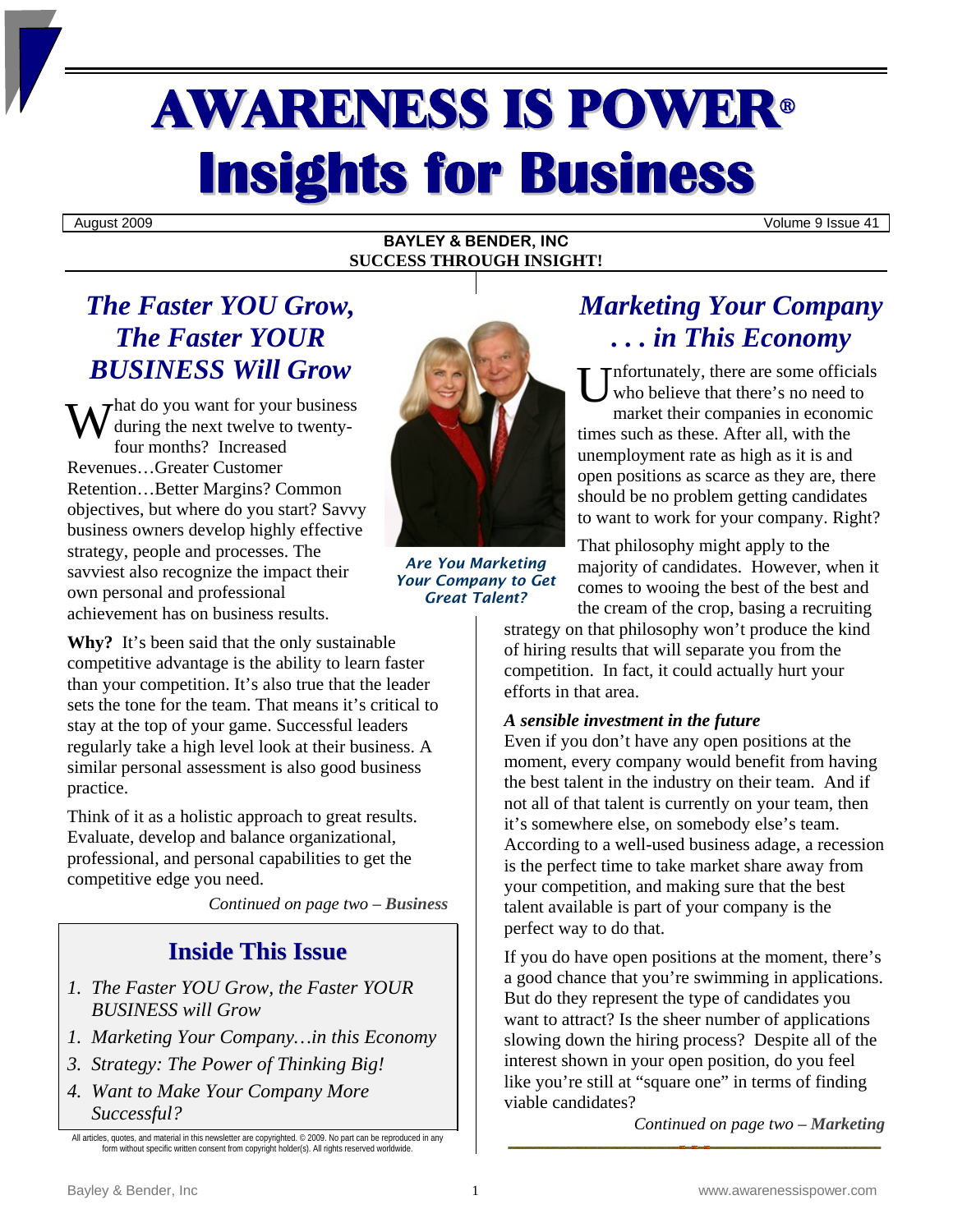# AWARENESS IS POWER®
# Insights for Business

August 2009 | Volume 9 Issue 41

**BAYLEY & BENDER, INC**
**SUCCESS THROUGH INSIGHT!**

## *The Faster YOU Grow, The Faster YOUR BUSINESS Will Grow*

What do you want for your business during the next twelve to twenty-four months? Increased Revenues…Greater Customer Retention…Better Margins? Common objectives, but where do you start? Savvy business owners develop highly effective strategy, people and processes. The savviest also recognize the impact their own personal and professional achievement has on business results.

**Why?** It's been said that the only sustainable competitive advantage is the ability to learn faster than your competition. It's also true that the leader sets the tone for the team. That means it's critical to stay at the top of your game. Successful leaders regularly take a high level look at their business. A similar personal assessment is also good business practice.

Think of it as a holistic approach to great results. Evaluate, develop and balance organizational, professional, and personal capabilities to get the competitive edge you need.

*Continued on page two – **Business***

### Inside This Issue

1. *The Faster YOU Grow, the Faster YOUR BUSINESS will Grow*
1. *Marketing Your Company…in this Economy*
3. *Strategy: The Power of Thinking Big!*
4. *Want to Make Your Company More Successful?*

All articles, quotes, and material in this newsletter are copyrighted. © 2009. No part can be reproduced in any form without specific written consent from copyright holder(s). All rights reserved worldwide.

*Are You Marketing Your Company to Get Great Talent?*

## *Marketing Your Company . . . in This Economy*

Unfortunately, there are some officials who believe that there's no need to market their companies in economic times such as these. After all, with the unemployment rate as high as it is and open positions as scarce as they are, there should be no problem getting candidates to want to work for your company. Right?

That philosophy might apply to the majority of candidates. However, when it comes to wooing the best of the best and the cream of the crop, basing a recruiting strategy on that philosophy won't produce the kind of hiring results that will separate you from the competition. In fact, it could actually hurt your efforts in that area.

***A sensible investment in the future***

Even if you don't have any open positions at the moment, every company would benefit from having the best talent in the industry on their team. And if not all of that talent is currently on your team, then it's somewhere else, on somebody else's team. According to a well-used business adage, a recession is the perfect time to take market share away from your competition, and making sure that the best talent available is part of your company is the perfect way to do that.

If you do have open positions at the moment, there's a good chance that you're swimming in applications. But do they represent the type of candidates you want to attract? Is the sheer number of applications slowing down the hiring process? Despite all of the interest shown in your open position, do you feel like you're still at "square one" in terms of finding viable candidates?

*Continued on page two – **Marketing***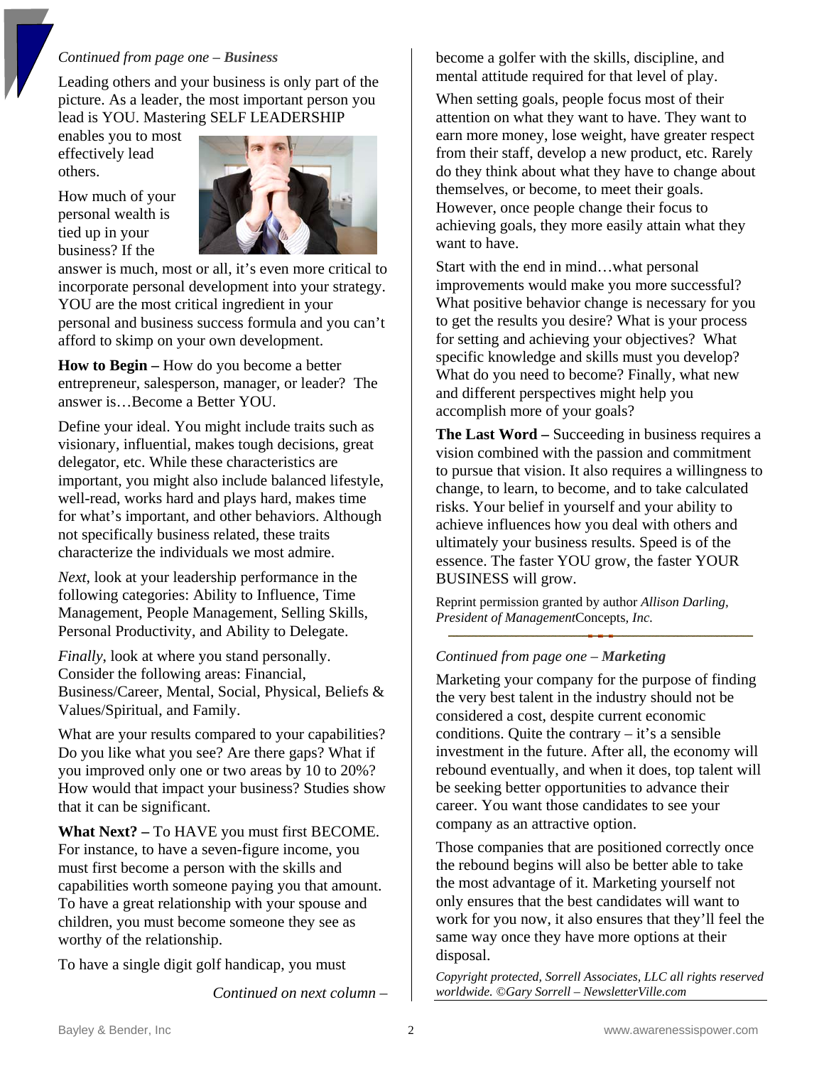*Continued from page one – **Business***

Leading others and your business is only part of the picture. As a leader, the most important person you lead is YOU. Mastering SELF LEADERSHIP enables you to most effectively lead others.

How much of your personal wealth is tied up in your business? If the answer is much, most or all, it's even more critical to incorporate personal development into your strategy. YOU are the most critical ingredient in your personal and business success formula and you can't afford to skimp on your own development.

**How to Begin –** How do you become a better entrepreneur, salesperson, manager, or leader? The answer is…Become a Better YOU.

Define your ideal. You might include traits such as visionary, influential, makes tough decisions, great delegator, etc. While these characteristics are important, you might also include balanced lifestyle, well-read, works hard and plays hard, makes time for what's important, and other behaviors. Although not specifically business related, these traits characterize the individuals we most admire.

*Next*, look at your leadership performance in the following categories: Ability to Influence, Time Management, People Management, Selling Skills, Personal Productivity, and Ability to Delegate.

*Finally*, look at where you stand personally. Consider the following areas: Financial, Business/Career, Mental, Social, Physical, Beliefs & Values/Spiritual, and Family.

What are your results compared to your capabilities? Do you like what you see? Are there gaps? What if you improved only one or two areas by 10 to 20%? How would that impact your business? Studies show that it can be significant.

**What Next? –** To HAVE you must first BECOME. For instance, to have a seven-figure income, you must first become a person with the skills and capabilities worth someone paying you that amount. To have a great relationship with your spouse and children, you must become someone they see as worthy of the relationship.

To have a single digit golf handicap, you must become a golfer with the skills, discipline, and mental attitude required for that level of play.

When setting goals, people focus most of their attention on what they want to have. They want to earn more money, lose weight, have greater respect from their staff, develop a new product, etc. Rarely do they think about what they have to change about themselves, or become, to meet their goals. However, once people change their focus to achieving goals, they more easily attain what they want to have.

Start with the end in mind…what personal improvements would make you more successful? What positive behavior change is necessary for you to get the results you desire? What is your process for setting and achieving your objectives? What specific knowledge and skills must you develop? What do you need to become? Finally, what new and different perspectives might help you accomplish more of your goals?

**The Last Word –** Succeeding in business requires a vision combined with the passion and commitment to pursue that vision. It also requires a willingness to change, to learn, to become, and to take calculated risks. Your belief in yourself and your ability to achieve influences how you deal with others and ultimately your business results. Speed is of the essence. The faster YOU grow, the faster YOUR BUSINESS will grow.

Reprint permission granted by author *Allison Darling, President of Management*Concepts*, Inc.*

---

*Continued from page one – **Marketing***

Marketing your company for the purpose of finding the very best talent in the industry should not be considered a cost, despite current economic conditions. Quite the contrary – it's a sensible investment in the future. After all, the economy will rebound eventually, and when it does, top talent will be seeking better opportunities to advance their career. You want those candidates to see your company as an attractive option.

Those companies that are positioned correctly once the rebound begins will also be better able to take the most advantage of it. Marketing yourself not only ensures that the best candidates will want to work for you now, it also ensures that they'll feel the same way once they have more options at their disposal.

*Copyright protected, Sorrell Associates, LLC all rights reserved worldwide. ©Gary Sorrell – NewsletterVille.com*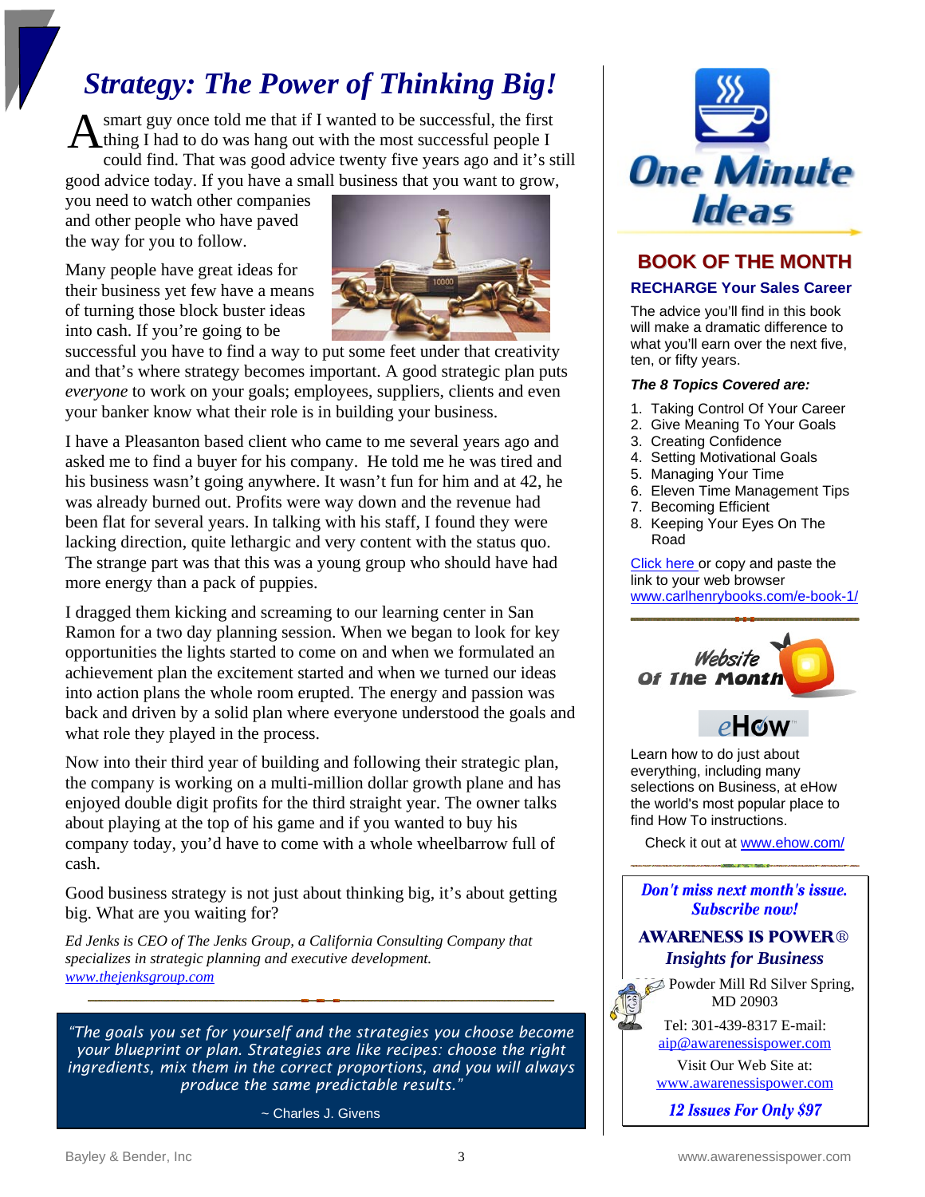# Strategy: The Power of Thinking Big!

A smart guy once told me that if I wanted to be successful, the first thing I had to do was hang out with the most successful people I could find. That was good advice twenty five years ago and it's still good advice today. If you have a small business that you want to grow, you need to watch other companies and other people who have paved the way for you to follow.

Many people have great ideas for their business yet few have a means of turning those block buster ideas into cash. If you're going to be successful you have to find a way to put some feet under that creativity and that's where strategy becomes important. A good strategic plan puts *everyone* to work on your goals; employees, suppliers, clients and even your banker know what their role is in building your business.

I have a Pleasanton based client who came to me several years ago and asked me to find a buyer for his company. He told me he was tired and his business wasn't going anywhere. It wasn't fun for him and at 42, he was already burned out. Profits were way down and the revenue had been flat for several years. In talking with his staff, I found they were lacking direction, quite lethargic and very content with the status quo. The strange part was that this was a young group who should have had more energy than a pack of puppies.

I dragged them kicking and screaming to our learning center in San Ramon for a two day planning session. When we began to look for key opportunities the lights started to come on and when we formulated an achievement plan the excitement started and when we turned our ideas into action plans the whole room erupted. The energy and passion was back and driven by a solid plan where everyone understood the goals and what role they played in the process.

Now into their third year of building and following their strategic plan, the company is working on a multi-million dollar growth plane and has enjoyed double digit profits for the third straight year. The owner talks about playing at the top of his game and if you wanted to buy his company today, you'd have to come with a whole wheelbarrow full of cash.

Good business strategy is not just about thinking big, it's about getting big. What are you waiting for?

*Ed Jenks is CEO of The Jenks Group, a California Consulting Company that specializes in strategic planning and executive development.*
*www.thejenksgroup.com*

---

*"The goals you set for yourself and the strategies you choose become your blueprint or plan. Strategies are like recipes: choose the right ingredients, mix them in the correct proportions, and you will always produce the same predictable results."*

~ Charles J. Givens

---

## One Minute Ideas

### BOOK OF THE MONTH

**RECHARGE Your Sales Career**

The advice you'll find in this book will make a dramatic difference to what you'll earn over the next five, ten, or fifty years.

***The 8 Topics Covered are:***

1. Taking Control Of Your Career
2. Give Meaning To Your Goals
3. Creating Confidence
4. Setting Motivational Goals
5. Managing Your Time
6. Eleven Time Management Tips
7. Becoming Efficient
8. Keeping Your Eyes On The Road

Click here or copy and paste the link to your web browser www.carlhenrybooks.com/e-book-1/

### Website Of The Month

**eHow**

Learn how to do just about everything, including many selections on Business, at eHow the world's most popular place to find How To instructions.

Check it out at www.ehow.com/

---

***Don't miss next month's issue. Subscribe now!***

**AWARENESS IS POWER®**
***Insights for Business***

Powder Mill Rd Silver Spring, MD 20903

Tel: 301-439-8317 E-mail: aip@awarenessispower.com

Visit Our Web Site at: www.awarenessispower.com

***12 Issues For Only $97***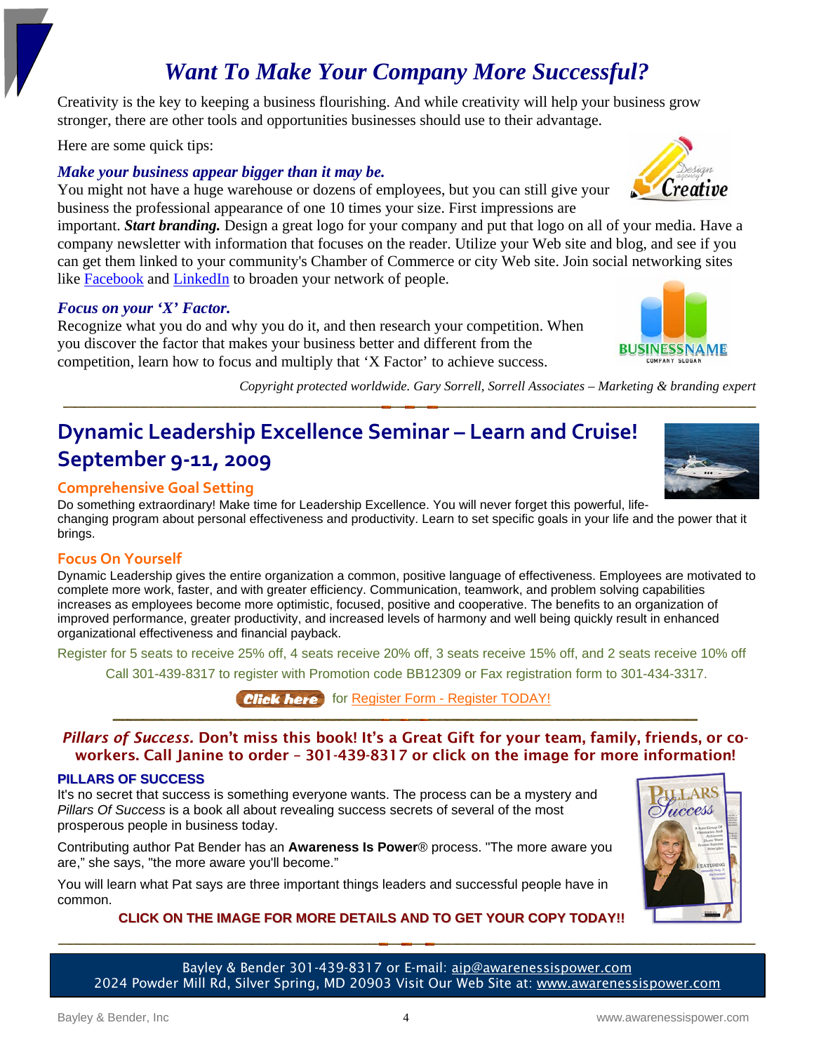# *Want To Make Your Company More Successful?*

Creativity is the key to keeping a business flourishing. And while creativity will help your business grow stronger, there are other tools and opportunities businesses should use to their advantage.

Here are some quick tips:

### *Make your business appear bigger than it may be.*

You might not have a huge warehouse or dozens of employees, but you can still give your business the professional appearance of one 10 times your size. First impressions are important. ***Start branding.*** Design a great logo for your company and put that logo on all of your media. Have a company newsletter with information that focuses on the reader. Utilize your Web site and blog, and see if you can get them linked to your community's Chamber of Commerce or city Web site. Join social networking sites like Facebook and LinkedIn to broaden your network of people.

### *Focus on your 'X' Factor.*

Recognize what you do and why you do it, and then research your competition. When you discover the factor that makes your business better and different from the competition, learn how to focus and multiply that 'X Factor' to achieve success.

*Copyright protected worldwide. Gary Sorrell, Sorrell Associates – Marketing & branding expert*

---

## Dynamic Leadership Excellence Seminar – Learn and Cruise! September 9-11, 2009

### Comprehensive Goal Setting

Do something extraordinary! Make time for Leadership Excellence. You will never forget this powerful, life-changing program about personal effectiveness and productivity. Learn to set specific goals in your life and the power that it brings.

### Focus On Yourself

Dynamic Leadership gives the entire organization a common, positive language of effectiveness. Employees are motivated to complete more work, faster, and with greater efficiency. Communication, teamwork, and problem solving capabilities increases as employees become more optimistic, focused, positive and cooperative. The benefits to an organization of improved performance, greater productivity, and increased levels of harmony and well being quickly result in enhanced organizational effectiveness and financial payback.

Register for 5 seats to receive 25% off, 4 seats receive 20% off, 3 seats receive 15% off, and 2 seats receive 10% off

Call 301-439-8317 to register with Promotion code BB12309 or Fax registration form to 301-434-3317.

Click here for Register Form - Register TODAY!

---

***Pillars of Success.*** **Don't miss this book! It's a Great Gift for your team, family, friends, or co-workers. Call Janine to order – 301-439-8317 or click on the image for more information!**

### PILLARS OF SUCCESS

It's no secret that success is something everyone wants. The process can be a mystery and *Pillars Of Success* is a book all about revealing success secrets of several of the most prosperous people in business today.

Contributing author Pat Bender has an **Awareness Is Power**® process. "The more aware you are," she says, "the more aware you'll become."

You will learn what Pat says are three important things leaders and successful people have in common.

**CLICK ON THE IMAGE FOR MORE DETAILS AND TO GET YOUR COPY TODAY!!**

---

Bayley & Bender 301-439-8317 or E-mail: aip@awarenessispower.com
2024 Powder Mill Rd, Silver Spring, MD 20903 Visit Our Web Site at: www.awarenessispower.com